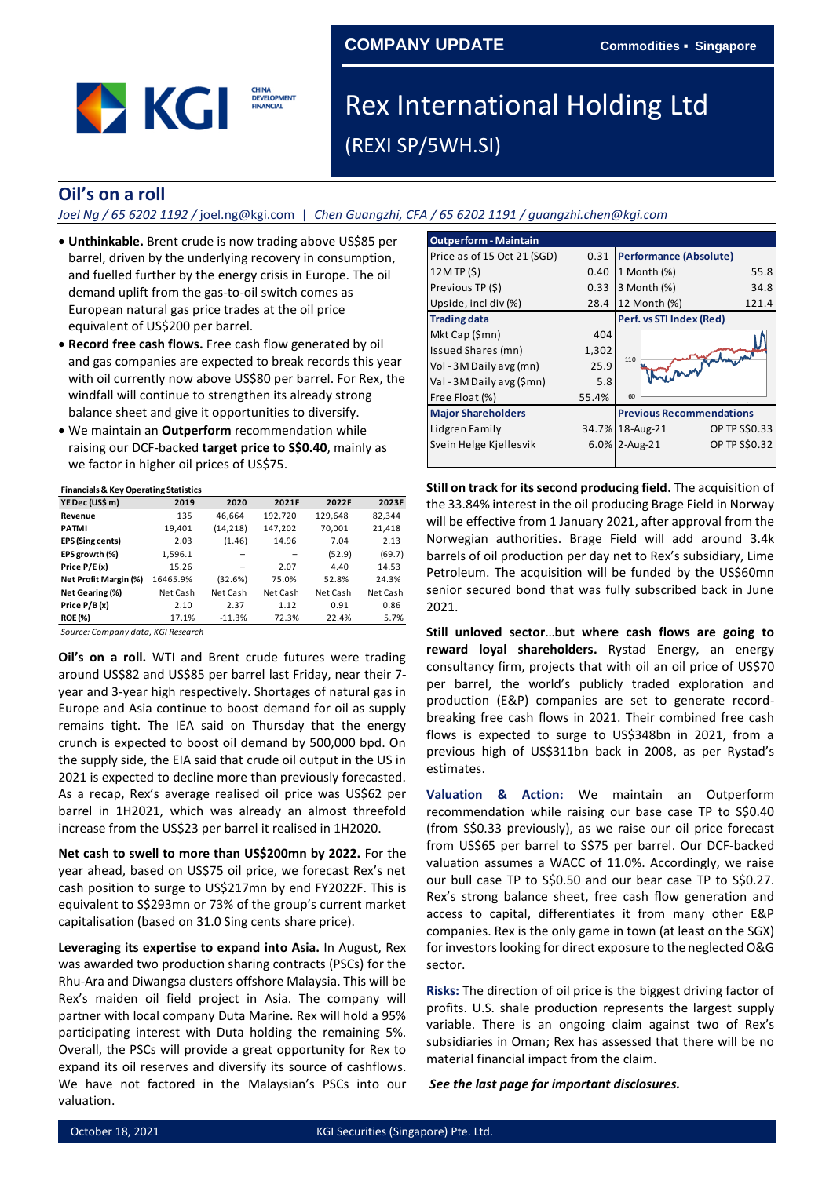COMPANY UPDATE — Commodities ▪ Singapore

# Rex International Holding Ltd

(REXI SP/5WH.SI)

## Oil's on a roll

*Joel Ng / 65 6202 1192 / joel.ng@kgi.com | Chen Guangzhi, CFA / 65 6202 1191 / guangzhi.chen@kgi.com*

- **Unthinkable.** Brent crude is now trading above US$85 per barrel, driven by the underlying recovery in consumption, and fuelled further by the energy crisis in Europe. The oil demand uplift from the gas-to-oil switch comes as European natural gas price trades at the oil price equivalent of US$200 per barrel.
- **Record free cash flows.** Free cash flow generated by oil and gas companies are expected to break records this year with oil currently now above US$80 per barrel. For Rex, the windfall will continue to strengthen its already strong balance sheet and give it opportunities to diversify.
- We maintain an **Outperform** recommendation while raising our DCF-backed **target price to S$0.40**, mainly as we factor in higher oil prices of US$75.

| Outperform - Maintain | | Performance (Absolute) | |
|---|---|---|---|
| Price as of 15 Oct 21 (SGD) | 0.31 | | |
| 12M TP ($) | 0.40 | 1 Month (%) | 55.8 |
| Previous TP ($) | 0.33 | 3 Month (%) | 34.8 |
| Upside, incl div (%) | 28.4 | 12 Month (%) | 121.4 |
| **Trading data** | | **Perf. vs STI Index (Red)** | |
| Mkt Cap ($mn) | 404 | | |
| Issued Shares (mn) | 1,302 | | |
| Vol - 3M Daily avg (mn) | 25.9 | | |
| Val - 3M Daily avg ($mn) | 5.8 | | |
| Free Float (%) | 55.4% | | |
| **Major Shareholders** | | **Previous Recommendations** | |
| Lidgren Family | 34.7% | 18-Aug-21 | OP TP S$0.33 |
| Svein Helge Kjellesvik | 6.0% | 2-Aug-21 | OP TP S$0.32 |

**Financials & Key Operating Statistics**

| YE Dec (US$ m) | 2019 | 2020 | 2021F | 2022F | 2023F |
|---|---|---|---|---|---|
| Revenue | 135 | 46,664 | 192,720 | 129,648 | 82,344 |
| PATMI | 19,401 | (14,218) | 147,202 | 70,001 | 21,418 |
| EPS (Sing cents) | 2.03 | (1.46) | 14.96 | 7.04 | 2.13 |
| EPS growth (%) | 1,596.1 | – | – | (52.9) | (69.7) |
| Price P/E (x) | 15.26 | – | 2.07 | 4.40 | 14.53 |
| Net Profit Margin (%) | 16465.9% | (32.6%) | 75.0% | 52.8% | 24.3% |
| Net Gearing (%) | Net Cash | Net Cash | Net Cash | Net Cash | Net Cash |
| Price P/B (x) | 2.10 | 2.37 | 1.12 | 0.91 | 0.86 |
| ROE (%) | 17.1% | -11.3% | 72.3% | 22.4% | 5.7% |

*Source: Company data, KGI Research*

**Oil's on a roll.** WTI and Brent crude futures were trading around US$82 and US$85 per barrel last Friday, near their 7-year and 3-year high respectively. Shortages of natural gas in Europe and Asia continue to boost demand for oil as supply remains tight. The IEA said on Thursday that the energy crunch is expected to boost oil demand by 500,000 bpd. On the supply side, the EIA said that crude oil output in the US in 2021 is expected to decline more than previously forecasted. As a recap, Rex's average realised oil price was US$62 per barrel in 1H2021, which was already an almost threefold increase from the US$23 per barrel it realised in 1H2020.

**Net cash to swell to more than US$200mn by 2022.** For the year ahead, based on US$75 oil price, we forecast Rex's net cash position to surge to US$217mn by end FY2022F. This is equivalent to S$293mn or 73% of the group's current market capitalisation (based on 31.0 Sing cents share price).

**Leveraging its expertise to expand into Asia.** In August, Rex was awarded two production sharing contracts (PSCs) for the Rhu-Ara and Diwangsa clusters offshore Malaysia. This will be Rex's maiden oil field project in Asia. The company will partner with local company Duta Marine. Rex will hold a 95% participating interest with Duta holding the remaining 5%. Overall, the PSCs will provide a great opportunity for Rex to expand its oil reserves and diversify its source of cashflows. We have not factored in the Malaysian's PSCs into our valuation.

**Still on track for its second producing field.** The acquisition of the 33.84% interest in the oil producing Brage Field in Norway will be effective from 1 January 2021, after approval from the Norwegian authorities. Brage Field will add around 3.4k barrels of oil production per day net to Rex's subsidiary, Lime Petroleum. The acquisition will be funded by the US$60mn senior secured bond that was fully subscribed back in June 2021.

**Still unloved sector…but where cash flows are going to reward loyal shareholders.** Rystad Energy, an energy consultancy firm, projects that with oil an oil price of US$70 per barrel, the world's publicly traded exploration and production (E&P) companies are set to generate record-breaking free cash flows in 2021. Their combined free cash flows is expected to surge to US$348bn in 2021, from a previous high of US$311bn back in 2008, as per Rystad's estimates.

**Valuation & Action:** We maintain an Outperform recommendation while raising our base case TP to S$0.40 (from S$0.33 previously), as we raise our oil price forecast from US$65 per barrel to S$75 per barrel. Our DCF-backed valuation assumes a WACC of 11.0%. Accordingly, we raise our bull case TP to S$0.50 and our bear case TP to S$0.27. Rex's strong balance sheet, free cash flow generation and access to capital, differentiates it from many other E&P companies. Rex is the only game in town (at least on the SGX) for investors looking for direct exposure to the neglected O&G sector.

**Risks:** The direction of oil price is the biggest driving factor of profits. U.S. shale production represents the largest supply variable. There is an ongoing claim against two of Rex's subsidiaries in Oman; Rex has assessed that there will be no material financial impact from the claim.

***See the last page for important disclosures.***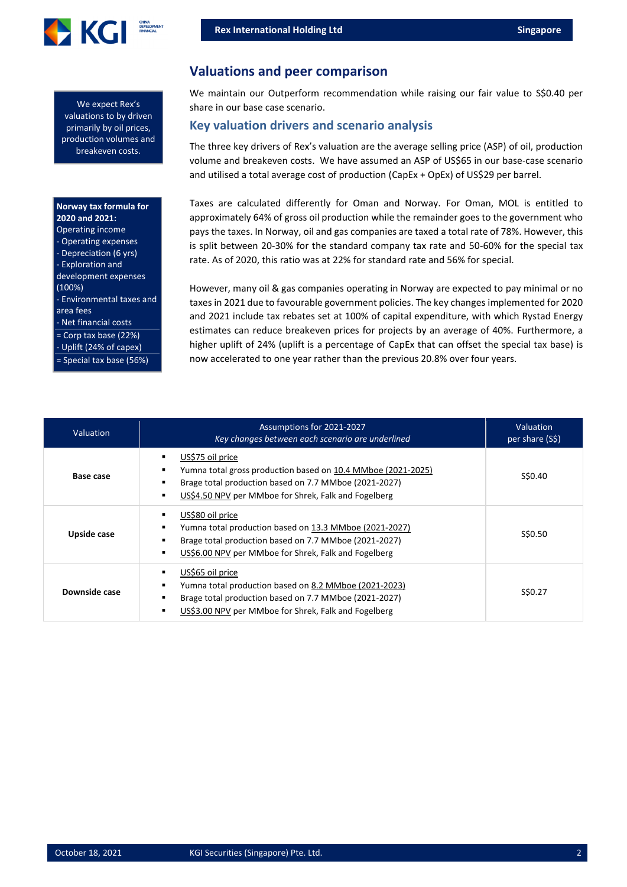## Valuations and peer comparison

We expect Rex's valuations to by driven primarily by oil prices, production volumes and breakeven costs.

We maintain our Outperform recommendation while raising our fair value to S$0.40 per share in our base case scenario.

### Key valuation drivers and scenario analysis

The three key drivers of Rex's valuation are the average selling price (ASP) of oil, production volume and breakeven costs. We have assumed an ASP of US$65 in our base-case scenario and utilised a total average cost of production (CapEx + OpEx) of US$29 per barrel.

**Norway tax formula for 2020 and 2021:**
Operating income
- Operating expenses
- Depreciation (6 yrs)
- Exploration and development expenses (100%)
- Environmental taxes and area fees
- Net financial costs
= Corp tax base (22%)
- Uplift (24% of capex)
= Special tax base (56%)

Taxes are calculated differently for Oman and Norway. For Oman, MOL is entitled to approximately 64% of gross oil production while the remainder goes to the government who pays the taxes. In Norway, oil and gas companies are taxed a total rate of 78%. However, this is split between 20-30% for the standard company tax rate and 50-60% for the special tax rate. As of 2020, this ratio was at 22% for standard rate and 56% for special.

However, many oil & gas companies operating in Norway are expected to pay minimal or no taxes in 2021 due to favourable government policies. The key changes implemented for 2020 and 2021 include tax rebates set at 100% of capital expenditure, with which Rystad Energy estimates can reduce breakeven prices for projects by an average of 40%. Furthermore, a higher uplift of 24% (uplift is a percentage of CapEx that can offset the special tax base) is now accelerated to one year rather than the previous 20.8% over four years.

| Valuation | Assumptions for 2021-2027<br>*Key changes between each scenario are underlined* | Valuation per share (S$) |
|---|---|---|
| **Base case** | ▪ <u>US$75 oil price</u><br>▪ Yumna total gross production based on <u>10.4 MMboe (2021-2025)</u><br>▪ Brage total production based on 7.7 MMboe (2021-2027)<br>▪ <u>US$4.50 NPV</u> per MMboe for Shrek, Falk and Fogelberg | S$0.40 |
| **Upside case** | ▪ <u>US$80 oil price</u><br>▪ Yumna total production based on <u>13.3 MMboe (2021-2027)</u><br>▪ Brage total production based on 7.7 MMboe (2021-2027)<br>▪ <u>US$6.00 NPV</u> per MMboe for Shrek, Falk and Fogelberg | S$0.50 |
| **Downside case** | ▪ <u>US$65 oil price</u><br>▪ Yumna total production based on <u>8.2 MMboe (2021-2023)</u><br>▪ Brage total production based on 7.7 MMboe (2021-2027)<br>▪ <u>US$3.00 NPV</u> per MMboe for Shrek, Falk and Fogelberg | S$0.27 |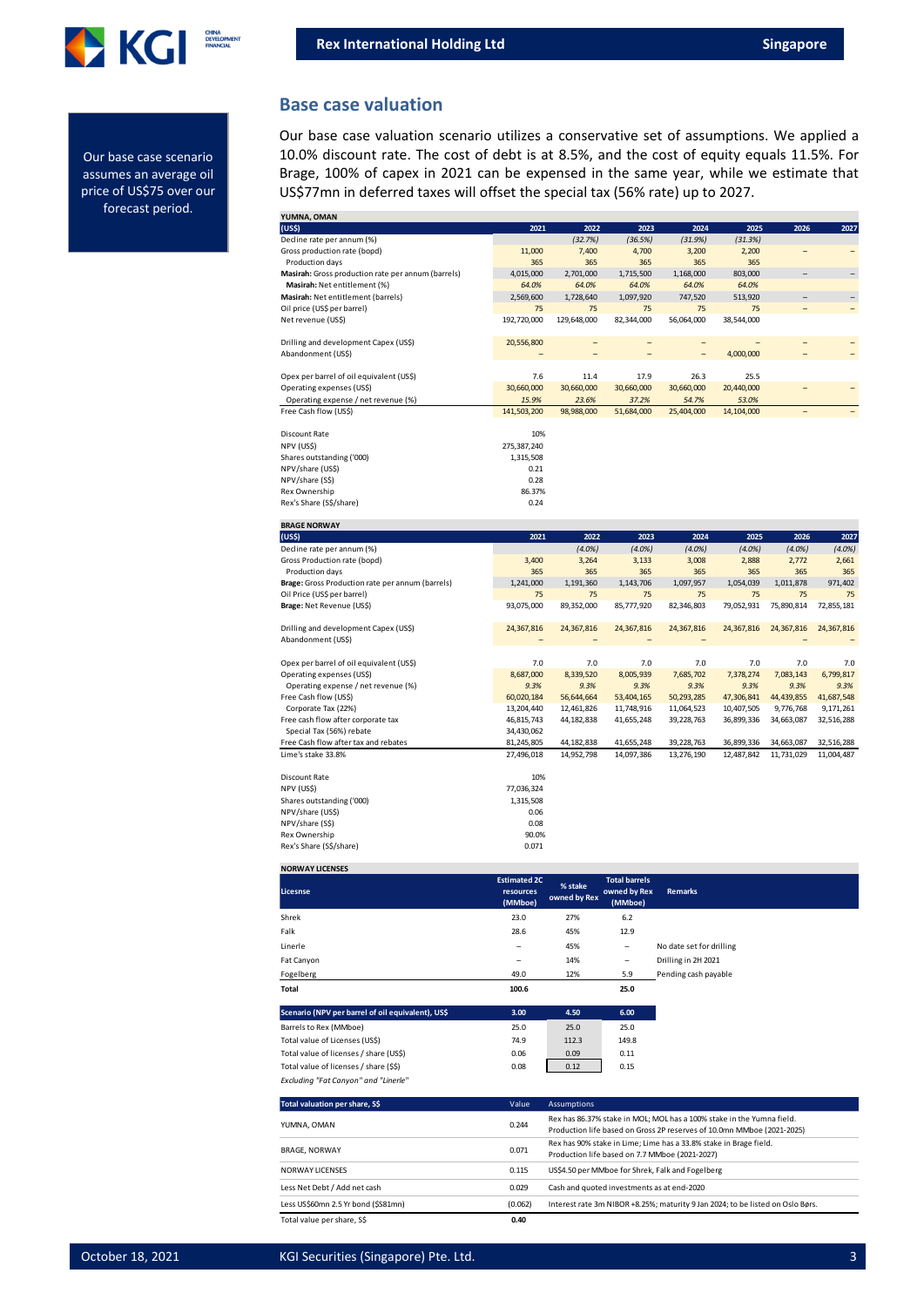## Base case valuation

Our base case scenario assumes an average oil price of US$75 over our forecast period.

Our base case valuation scenario utilizes a conservative set of assumptions. We applied a 10.0% discount rate. The cost of debt is at 8.5%, and the cost of equity equals 11.5%. For Brage, 100% of capex in 2021 can be expensed in the same year, while we estimate that US$77mn in deferred taxes will offset the special tax (56% rate) up to 2027.

**YUMNA, OMAN**

| (US$) | 2021 | 2022 | 2023 | 2024 | 2025 | 2026 | 2027 |
|---|---|---|---|---|---|---|---|
| Decline rate per annum (%) | | (32.7%) | (36.5%) | (31.9%) | (31.3%) | | |
| Gross production rate (bopd) | 11,000 | 7,400 | 4,700 | 3,200 | 2,200 | – | – |
| Production days | 365 | 365 | 365 | 365 | 365 | | |
| **Masirah:** Gross production rate per annum (barrels) | 4,015,000 | 2,701,000 | 1,715,500 | 1,168,000 | 803,000 | – | – |
| **Masirah:** Net entitlement (%) | 64.0% | 64.0% | 64.0% | 64.0% | 64.0% | | |
| **Masirah:** Net entitlement (barrels) | 2,569,600 | 1,728,640 | 1,097,920 | 747,520 | 513,920 | – | – |
| Oil price (US$ per barrel) | 75 | 75 | 75 | 75 | 75 | – | – |
| Net revenue (US$) | 192,720,000 | 129,648,000 | 82,344,000 | 56,064,000 | 38,544,000 | | |
| | | | | | | | |
| Drilling and development Capex (US$) | 20,556,800 | – | – | – | – | – | – |
| Abandonment (US$) | – | – | – | – | 4,000,000 | – | – |
| | | | | | | | |
| Opex per barrel of oil equivalent (US$) | 7.6 | 11.4 | 17.9 | 26.3 | 25.5 | | |
| Operating expenses (US$) | 30,660,000 | 30,660,000 | 30,660,000 | 30,660,000 | 20,440,000 | – | – |
| Operating expense / net revenue (%) | 15.9% | 23.6% | 37.2% | 54.7% | 53.0% | | |
| Free Cash flow (US$) | 141,503,200 | 98,988,000 | 51,684,000 | 25,404,000 | 14,104,000 | – | – |
| | | | | | | | |
| Discount Rate | 10% | | | | | | |
| NPV (US$) | 275,387,240 | | | | | | |
| Shares outstanding ('000) | 1,315,508 | | | | | | |
| NPV/share (US$) | 0.21 | | | | | | |
| NPV/share (S$) | 0.28 | | | | | | |
| Rex Ownership | 86.37% | | | | | | |
| Rex's Share (S$/share) | 0.24 | | | | | | |

**BRAGE NORWAY**

| (US$) | 2021 | 2022 | 2023 | 2024 | 2025 | 2026 | 2027 |
|---|---|---|---|---|---|---|---|
| Decline rate per annum (%) | | (4.0%) | (4.0%) | (4.0%) | (4.0%) | (4.0%) | (4.0%) |
| Gross Production rate (bopd) | 3,400 | 3,264 | 3,133 | 3,008 | 2,888 | 2,772 | 2,661 |
| Production days | 365 | 365 | 365 | 365 | 365 | 365 | 365 |
| **Brage:** Gross Production rate per annum (barrels) | 1,241,000 | 1,191,360 | 1,143,706 | 1,097,957 | 1,054,039 | 1,011,878 | 971,402 |
| Oil Price (US$ per barrel) | 75 | 75 | 75 | 75 | 75 | 75 | 75 |
| **Brage:** Net Revenue (US$) | 93,075,000 | 89,352,000 | 85,777,920 | 82,346,803 | 79,052,931 | 75,890,814 | 72,855,181 |
| | | | | | | | |
| Drilling and development Capex (US$) | 24,367,816 | 24,367,816 | 24,367,816 | 24,367,816 | 24,367,816 | 24,367,816 | 24,367,816 |
| Abandonment (US$) | – | – | – | – | – | – | – |
| | | | | | | | |
| Opex per barrel of oil equivalent (US$) | 7.0 | 7.0 | 7.0 | 7.0 | 7.0 | 7.0 | 7.0 |
| Operating expenses (US$) | 8,687,000 | 8,339,520 | 8,005,939 | 7,685,702 | 7,378,274 | 7,083,143 | 6,799,817 |
| Operating expense / net revenue (%) | 9.3% | 9.3% | 9.3% | 9.3% | 9.3% | 9.3% | 9.3% |
| Free Cash flow (US$) | 60,020,184 | 56,644,664 | 53,404,165 | 50,293,285 | 47,306,841 | 44,439,855 | 41,687,548 |
| Corporate Tax (22%) | 13,204,440 | 12,461,826 | 11,748,916 | 11,064,523 | 10,407,505 | 9,776,768 | 9,171,261 |
| Free cash flow after corporate tax | 46,815,743 | 44,182,838 | 41,655,248 | 39,228,763 | 36,899,336 | 34,663,087 | 32,516,288 |
| Special Tax (56%) rebate | 34,430,062 | | | | | | |
| Free Cash flow after tax and rebates | 81,245,805 | 44,182,838 | 41,655,248 | 39,228,763 | 36,899,336 | 34,663,087 | 32,516,288 |
| Lime's stake 33.8% | 27,496,018 | 14,952,798 | 14,097,386 | 13,276,190 | 12,487,842 | 11,731,029 | 11,004,487 |
| | | | | | | | |
| Discount Rate | 10% | | | | | | |
| NPV (US$) | 77,036,324 | | | | | | |
| Shares outstanding ('000) | 1,315,508 | | | | | | |
| NPV/share (US$) | 0.06 | | | | | | |
| NPV/share (S$) | 0.08 | | | | | | |
| Rex Ownership | 90.0% | | | | | | |
| Rex's Share (S$/share) | 0.071 | | | | | | |

**NORWAY LICENSES**

| Licesnse | Estimated 2C resources (MMboe) | % stake owned by Rex | Total barrels owned by Rex (MMboe) | Remarks |
|---|---|---|---|---|
| Shrek | 23.0 | 27% | 6.2 | |
| Falk | 28.6 | 45% | 12.9 | |
| Linerle | – | 45% | – | No date set for drilling |
| Fat Canyon | – | 14% | – | Drilling in 2H 2021 |
| Fogelberg | 49.0 | 12% | 5.9 | Pending cash payable |
| **Total** | **100.6** | | **25.0** | |

| Scenario (NPV per barrel of oil equivalent), US$ | 3.00 | 4.50 | 6.00 |
|---|---|---|---|
| Barrels to Rex (MMboe) | 25.0 | 25.0 | 25.0 |
| Total value of Licenses (US$) | 74.9 | 112.3 | 149.8 |
| Total value of licenses / share (US$) | 0.06 | 0.09 | 0.11 |
| Total value of licenses / share (S$) | 0.08 | 0.12 | 0.15 |

*Excluding "Fat Canyon" and "Linerle"*

| Total valuation per share, S$ | Value | Assumptions |
|---|---|---|
| YUMNA, OMAN | 0.244 | Rex has 86.37% stake in MOL; MOL has a 100% stake in the Yumna field. Production life based on Gross 2P reserves of 10.0mn MMboe (2021-2025) |
| BRAGE, NORWAY | 0.071 | Rex has 90% stake in Lime; Lime has a 33.8% stake in Brage field. Production life based on 7.7 MMboe (2021-2027) |
| NORWAY LICENSES | 0.115 | US$4.50 per MMboe for Shrek, Falk and Fogelberg |
| Less Net Debt / Add net cash | 0.029 | Cash and quoted investments as at end-2020 |
| Less US$60mn 2.5 Yr bond (S$81mn) | (0.062) | Interest rate 3m NIBOR +8.25%; maturity 9 Jan 2024; to be listed on Oslo Børs. |
| Total value per share, S$ | **0.40** | |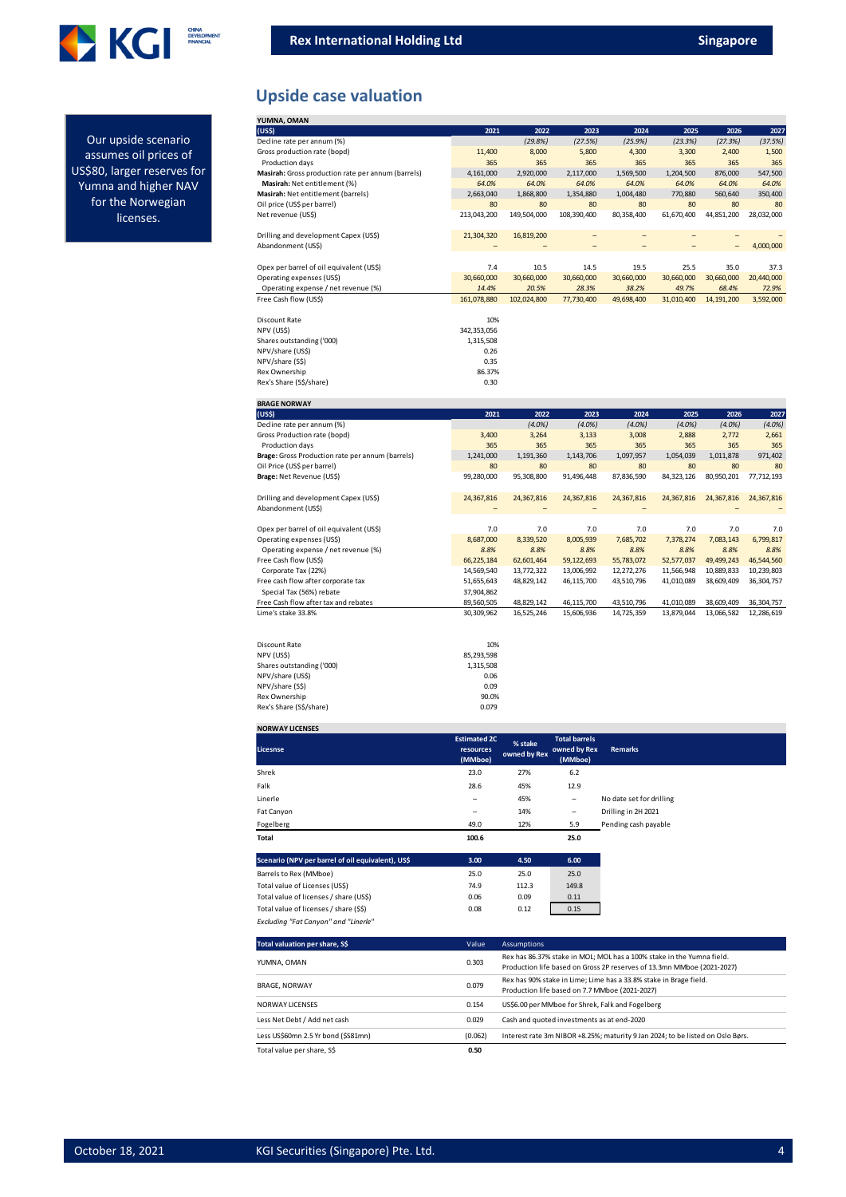## Upside case valuation

Our upside scenario assumes oil prices of US$80, larger reserves for Yumna and higher NAV for the Norwegian licenses.

**YUMNA, OMAN**

| (US$) | 2021 | 2022 | 2023 | 2024 | 2025 | 2026 | 2027 |
|---|---|---|---|---|---|---|---|
| Decline rate per annum (%) | | (29.8%) | (27.5%) | (25.9%) | (23.3%) | (27.3%) | (37.5%) |
| Gross production rate (bopd) | 11,400 | 8,000 | 5,800 | 4,300 | 3,300 | 2,400 | 1,500 |
| Production days | 365 | 365 | 365 | 365 | 365 | 365 | 365 |
| **Masirah:** Gross production rate per annum (barrels) | 4,161,000 | 2,920,000 | 2,117,000 | 1,569,500 | 1,204,500 | 876,000 | 547,500 |
| **Masirah:** Net entitlement (%) | 64.0% | 64.0% | 64.0% | 64.0% | 64.0% | 64.0% | 64.0% |
| **Masirah:** Net entitlement (barrels) | 2,663,040 | 1,868,800 | 1,354,880 | 1,004,480 | 770,880 | 560,640 | 350,400 |
| Oil price (US$ per barrel) | 80 | 80 | 80 | 80 | 80 | 80 | 80 |
| Net revenue (US$) | 213,043,200 | 149,504,000 | 108,390,400 | 80,358,400 | 61,670,400 | 44,851,200 | 28,032,000 |
| Drilling and development Capex (US$) | 21,304,320 | 16,819,200 | – | – | – | – | – |
| Abandonment (US$) | – | – | – | – | – | – | 4,000,000 |
| Opex per barrel of oil equivalent (US$) | 7.4 | 10.5 | 14.5 | 19.5 | 25.5 | 35.0 | 37.3 |
| Operating expenses (US$) | 30,660,000 | 30,660,000 | 30,660,000 | 30,660,000 | 30,660,000 | 30,660,000 | 20,440,000 |
| Operating expense / net revenue (%) | 14.4% | 20.5% | 28.3% | 38.2% | 49.7% | 68.4% | 72.9% |
| Free Cash flow (US$) | 161,078,880 | 102,024,800 | 77,730,400 | 49,698,400 | 31,010,400 | 14,191,200 | 3,592,000 |

| | |
|---|---|
| Discount Rate | 10% |
| NPV (US$) | 342,353,056 |
| Shares outstanding ('000) | 1,315,508 |
| NPV/share (US$) | 0.26 |
| NPV/share (S$) | 0.35 |
| Rex Ownership | 86.37% |
| Rex's Share (S$/share) | 0.30 |

**BRAGE NORWAY**

| (US$) | 2021 | 2022 | 2023 | 2024 | 2025 | 2026 | 2027 |
|---|---|---|---|---|---|---|---|
| Decline rate per annum (%) | | (4.0%) | (4.0%) | (4.0%) | (4.0%) | (4.0%) | (4.0%) |
| Gross Production rate (bopd) | 3,400 | 3,264 | 3,133 | 3,008 | 2,888 | 2,772 | 2,661 |
| Production days | 365 | 365 | 365 | 365 | 365 | 365 | 365 |
| **Brage:** Gross Production rate per annum (barrels) | 1,241,000 | 1,191,360 | 1,143,706 | 1,097,957 | 1,054,039 | 1,011,878 | 971,402 |
| Oil Price (US$ per barrel) | 80 | 80 | 80 | 80 | 80 | 80 | 80 |
| **Brage:** Net Revenue (US$) | 99,280,000 | 95,308,800 | 91,496,448 | 87,836,590 | 84,323,126 | 80,950,201 | 77,712,193 |
| Drilling and development Capex (US$) | 24,367,816 | 24,367,816 | 24,367,816 | 24,367,816 | 24,367,816 | 24,367,816 | 24,367,816 |
| Abandonment (US$) | – | – | – | – | – | – | – |
| Opex per barrel of oil equivalent (US$) | 7.0 | 7.0 | 7.0 | 7.0 | 7.0 | 7.0 | 7.0 |
| Operating expenses (US$) | 8,687,000 | 8,339,520 | 8,005,939 | 7,685,702 | 7,378,274 | 7,083,143 | 6,799,817 |
| Operating expense / net revenue (%) | 8.8% | 8.8% | 8.8% | 8.8% | 8.8% | 8.8% | 8.8% |
| Free Cash flow (US$) | 66,225,184 | 62,601,464 | 59,122,693 | 55,783,072 | 52,577,037 | 49,499,243 | 46,544,560 |
| Corporate Tax (22%) | 14,569,540 | 13,772,322 | 13,006,992 | 12,272,276 | 11,566,948 | 10,889,833 | 10,239,803 |
| Free cash flow after corporate tax | 51,655,643 | 48,829,142 | 46,115,700 | 43,510,796 | 41,010,089 | 38,609,409 | 36,304,757 |
| Special Tax (56%) rebate | 37,904,862 | | | | | | |
| Free Cash flow after tax and rebates | 89,560,505 | 48,829,142 | 46,115,700 | 43,510,796 | 41,010,089 | 38,609,409 | 36,304,757 |
| Lime's stake 33.8% | 30,309,962 | 16,525,246 | 15,606,936 | 14,725,359 | 13,879,044 | 13,066,582 | 12,286,619 |

| | |
|---|---|
| Discount Rate | 10% |
| NPV (US$) | 85,293,598 |
| Shares outstanding ('000) | 1,315,508 |
| NPV/share (US$) | 0.06 |
| NPV/share (S$) | 0.09 |
| Rex Ownership | 90.0% |
| Rex's Share (S$/share) | 0.079 |

**NORWAY LICENSES**

| Licesnse | Estimated 2C resources (MMboe) | % stake owned by Rex | Total barrels owned by Rex (MMboe) | Remarks |
|---|---|---|---|---|
| Shrek | 23.0 | 27% | 6.2 | |
| Falk | 28.6 | 45% | 12.9 | |
| Linerle | – | 45% | – | No date set for drilling |
| Fat Canyon | – | 14% | – | Drilling in 2H 2021 |
| Fogelberg | 49.0 | 12% | 5.9 | Pending cash payable |
| **Total** | **100.6** | | **25.0** | |

| Scenario (NPV per barrel of oil equivalent), US$ | 3.00 | 4.50 | 6.00 |
|---|---|---|---|
| Barrels to Rex (MMboe) | 25.0 | 25.0 | 25.0 |
| Total value of Licenses (US$) | 74.9 | 112.3 | 149.8 |
| Total value of licenses / share (US$) | 0.06 | 0.09 | 0.11 |
| Total value of licenses / share (S$) | 0.08 | 0.12 | 0.15 |

*Excluding "Fat Canyon" and "Linerle"*

| Total valuation per share, S$ | Value | Assumptions |
|---|---|---|
| YUMNA, OMAN | 0.303 | Rex has 86.37% stake in MOL; MOL has a 100% stake in the Yumna field. Production life based on Gross 2P reserves of 13.3mn MMboe (2021-2027) |
| BRAGE, NORWAY | 0.079 | Rex has 90% stake in Lime; Lime has a 33.8% stake in Brage field. Production life based on 7.7 MMboe (2021-2027) |
| NORWAY LICENSES | 0.154 | US$6.00 per MMboe for Shrek, Falk and Fogelberg |
| Less Net Debt / Add net cash | 0.029 | Cash and quoted investments as at end-2020 |
| Less US$60mn 2.5 Yr bond (S$81mn) | (0.062) | Interest rate 3m NIBOR +8.25%; maturity 9 Jan 2024; to be listed on Oslo Børs. |
| Total value per share, S$ | **0.50** | |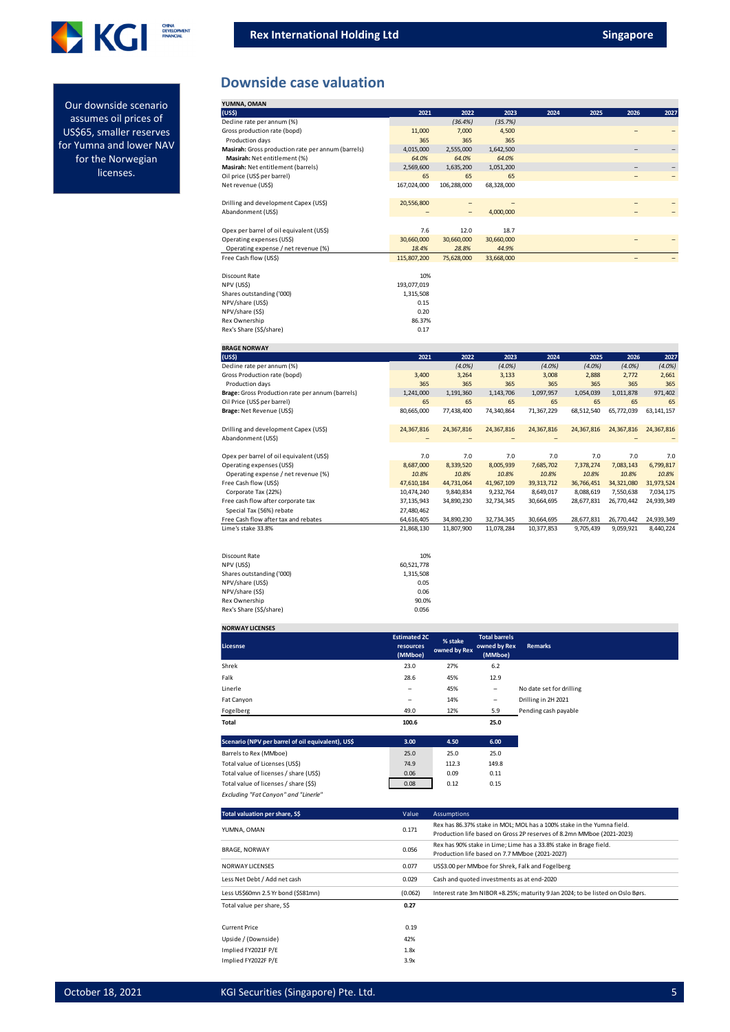Our downside scenario assumes oil prices of US$65, smaller reserves for Yumna and lower NAV for the Norwegian licenses.

## Downside case valuation

**YUMNA, OMAN**

| (US$) | 2021 | 2022 | 2023 | 2024 | 2025 | 2026 | 2027 |
|---|---|---|---|---|---|---|---|
| Decline rate per annum (%) | | (36.4%) | (35.7%) | | | | |
| Gross production rate (bopd) | 11,000 | 7,000 | 4,500 | | | – | – |
| Production days | 365 | 365 | 365 | | | | |
| **Masirah:** Gross production rate per annum (barrels) | 4,015,000 | 2,555,000 | 1,642,500 | | | – | – |
| **Masirah:** Net entitlement (%) | 64.0% | 64.0% | 64.0% | | | | |
| **Masirah:** Net entitlement (barrels) | 2,569,600 | 1,635,200 | 1,051,200 | | | – | – |
| Oil price (US$ per barrel) | 65 | 65 | 65 | | | – | – |
| Net revenue (US$) | 167,024,000 | 106,288,000 | 68,328,000 | | | | |
| | | | | | | | |
| Drilling and development Capex (US$) | 20,556,800 | – | – | | | – | – |
| Abandonment (US$) | – | – | 4,000,000 | | | – | – |
| | | | | | | | |
| Opex per barrel of oil equivalent (US$) | 7.6 | 12.0 | 18.7 | | | | |
| Operating expenses (US$) | 30,660,000 | 30,660,000 | 30,660,000 | | | – | – |
| Operating expense / net revenue (%) | 18.4% | 28.8% | 44.9% | | | | |
| Free Cash flow (US$) | 115,807,200 | 75,628,000 | 33,668,000 | | | – | – |

| | |
|---|---|
| Discount Rate | 10% |
| NPV (US$) | 193,077,019 |
| Shares outstanding ('000) | 1,315,508 |
| NPV/share (US$) | 0.15 |
| NPV/share (S$) | 0.20 |
| Rex Ownership | 86.37% |
| Rex's Share (S$/share) | 0.17 |

**BRAGE NORWAY**

| (US$) | 2021 | 2022 | 2023 | 2024 | 2025 | 2026 | 2027 |
|---|---|---|---|---|---|---|---|
| Decline rate per annum (%) | | (4.0%) | (4.0%) | (4.0%) | (4.0%) | (4.0%) | (4.0%) |
| Gross production rate (bopd) | 3,400 | 3,264 | 3,133 | 3,008 | 2,888 | 2,772 | 2,661 |
| Production days | 365 | 365 | 365 | 365 | 365 | 365 | 365 |
| **Brage:** Gross Production rate per annum (barrels) | 1,241,000 | 1,191,360 | 1,143,706 | 1,097,957 | 1,054,039 | 1,011,878 | 971,402 |
| Oil Price (US$ per barrel) | 65 | 65 | 65 | 65 | 65 | 65 | 65 |
| **Brage:** Net Revenue (US$) | 80,665,000 | 77,438,400 | 74,340,864 | 71,367,229 | 68,512,540 | 65,772,039 | 63,141,157 |
| | | | | | | | |
| Drilling and development Capex (US$) | 24,367,816 | 24,367,816 | 24,367,816 | 24,367,816 | 24,367,816 | 24,367,816 | 24,367,816 |
| Abandonment (US$) | – | – | – | – | – | – | – |
| | | | | | | | |
| Opex per barrel of oil equivalent (US$) | 7.0 | 7.0 | 7.0 | 7.0 | 7.0 | 7.0 | 7.0 |
| Operating expenses (US$) | 8,687,000 | 8,339,520 | 8,005,939 | 7,685,702 | 7,378,274 | 7,083,143 | 6,799,817 |
| Operating expense / net revenue (%) | 10.8% | 10.8% | 10.8% | 10.8% | 10.8% | 10.8% | 10.8% |
| Free Cash flow (US$) | 47,610,184 | 44,731,064 | 41,967,109 | 39,313,712 | 36,766,451 | 34,321,080 | 31,973,524 |
| Corporate Tax (22%) | 10,474,240 | 9,840,834 | 9,232,764 | 8,649,017 | 8,088,619 | 7,550,638 | 7,034,175 |
| Free cash flow after corporate tax | 37,135,943 | 34,890,230 | 32,734,345 | 30,664,695 | 28,677,831 | 26,770,442 | 24,939,349 |
| Special Tax (56%) rebate | 27,480,462 | | | | | | |
| Free Cash flow after tax and rebates | 64,616,405 | 34,890,230 | 32,734,345 | 30,664,695 | 28,677,831 | 26,770,442 | 24,939,349 |
| Lime's stake 33.8% | 21,868,130 | 11,807,900 | 11,078,284 | 10,377,853 | 9,705,439 | 9,059,921 | 8,440,224 |

| | |
|---|---|
| Discount Rate | 10% |
| NPV (US$) | 60,521,778 |
| Shares outstanding ('000) | 1,315,508 |
| NPV/share (US$) | 0.05 |
| NPV/share (S$) | 0.06 |
| Rex Ownership | 90.0% |
| Rex's Share (S$/share) | 0.056 |

**NORWAY LICENSES**

| Licsense | Estimated 2C resources (MMboe) | % stake owned by Rex | Total barrels owned by Rex (MMboe) | Remarks |
|---|---|---|---|---|
| Shrek | 23.0 | 27% | 6.2 | |
| Falk | 28.6 | 45% | 12.9 | |
| Linerle | – | 45% | – | No date set for drilling |
| Fat Canyon | – | 14% | – | Drilling in 2H 2021 |
| Fogelberg | 49.0 | 12% | 5.9 | Pending cash payable |
| **Total** | **100.6** | | **25.0** | |

| Scenario (NPV per barrel of oil equivalent), US$ | 3.00 | 4.50 | 6.00 |
|---|---|---|---|
| Barrels to Rex (MMboe) | 25.0 | 25.0 | 25.0 |
| Total value of Licenses (US$) | 74.9 | 112.3 | 149.8 |
| Total value of licenses / share (US$) | 0.06 | 0.09 | 0.11 |
| Total value of licenses / share (S$) | 0.08 | 0.12 | 0.15 |

*Excluding "Fat Canyon" and "Linerle"*

| Total valuation per share, S$ | Value | Assumptions |
|---|---|---|
| YUMNA, OMAN | 0.171 | Rex has 86.37% stake in MOL; MOL has a 100% stake in the Yumna field. Production life based on Gross 2P reserves of 8.2mn MMboe (2021-2023) |
| BRAGE, NORWAY | 0.056 | Rex has 90% stake in Lime; Lime has a 33.8% stake in Brage field. Production life based on 7.7 MMboe (2021-2027) |
| NORWAY LICENSES | 0.077 | US$3.00 per MMboe for Shrek, Falk and Fogelberg |
| Less Net Debt / Add net cash | 0.029 | Cash and quoted investments as at end-2020 |
| Less US$60mn 2.5 Yr bond (S$81mn) | (0.062) | Interest rate 3m NIBOR +8.25%; maturity 9 Jan 2024; to be listed on Oslo Børs. |
| Total value per share, S$ | **0.27** | |

| | |
|---|---|
| Current Price | 0.19 |
| Upside / (Downside) | 42% |
| Implied FY2021F P/E | 1.8x |
| Implied FY2022F P/E | 3.9x |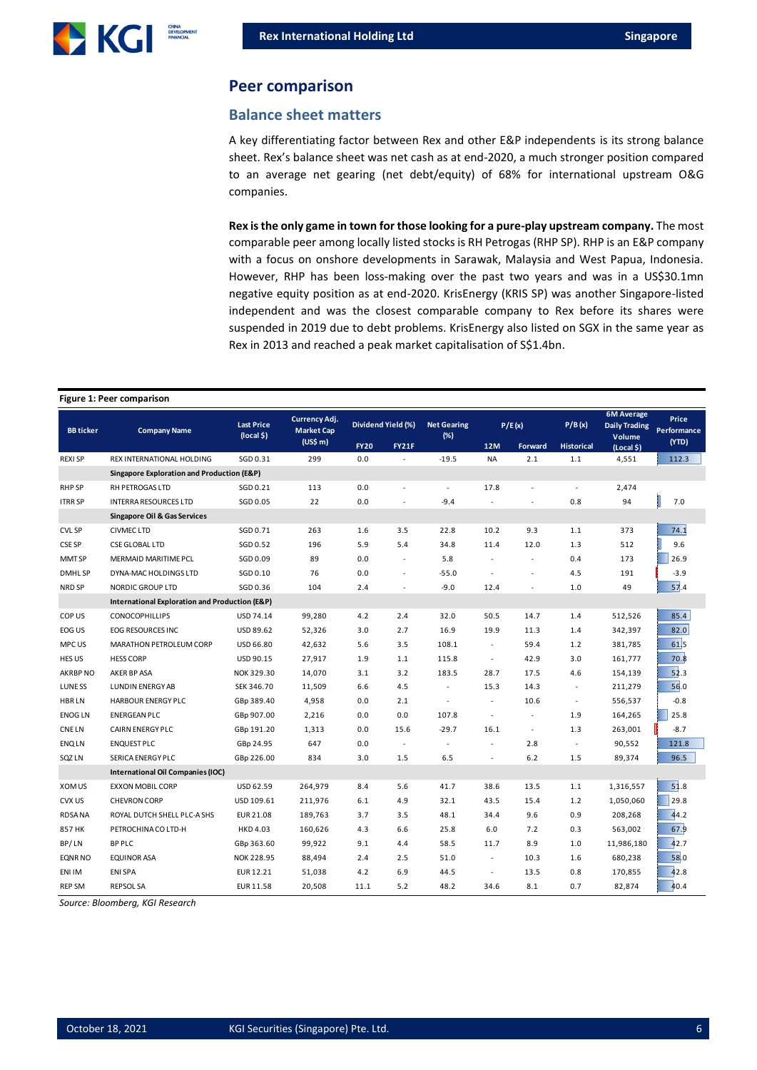## Peer comparison

### Balance sheet matters

A key differentiating factor between Rex and other E&P independents is its strong balance sheet. Rex's balance sheet was net cash as at end-2020, a much stronger position compared to an average net gearing (net debt/equity) of 68% for international upstream O&G companies.

**Rex is the only game in town for those looking for a pure-play upstream company.** The most comparable peer among locally listed stocks is RH Petrogas (RHP SP). RHP is an E&P company with a focus on onshore developments in Sarawak, Malaysia and West Papua, Indonesia. However, RHP has been loss-making over the past two years and was in a US$30.1mn negative equity position as at end-2020. KrisEnergy (KRIS SP) was another Singapore-listed independent and was the closest comparable company to Rex before its shares were suspended in 2019 due to debt problems. KrisEnergy also listed on SGX in the same year as Rex in 2013 and reached a peak market capitalisation of S$1.4bn.

**Figure 1: Peer comparison**

| BB ticker | Company Name | Last Price (local $) | Currency Adj. Market Cap (US$ m) | Dividend Yield (%) | | Net Gearing (%) | P/E (x) | | P/B (x) | 6M Average Daily Trading Volume | Price Performance (YTD) |
|---|---|---|---|---|---|---|---|---|---|---|---|
| | | | | FY20 | FY21F | | 12M | Forward | Historical | (Local $) | |
| REXI SP | REX INTERNATIONAL HOLDING | SGD 0.31 | 299 | 0.0 | - | -19.5 | NA | 2.1 | 1.1 | 4,551 | 112.3 |
| | **Singapore Exploration and Production (E&P)** | | | | | | | | | | |
| RHP SP | RH PETROGAS LTD | SGD 0.21 | 113 | 0.0 | - | - | 17.8 | - | - | 2,474 | |
| ITRR SP | INTERRA RESOURCES LTD | SGD 0.05 | 22 | 0.0 | - | -9.4 | - | - | 0.8 | 94 | 7.0 |
| | **Singapore Oil & Gas Services** | | | | | | | | | | |
| CVL SP | CIVMEC LTD | SGD 0.71 | 263 | 1.6 | 3.5 | 22.8 | 10.2 | 9.3 | 1.1 | 373 | 74.1 |
| CSE SP | CSE GLOBAL LTD | SGD 0.52 | 196 | 5.9 | 5.4 | 34.8 | 11.4 | 12.0 | 1.3 | 512 | 9.6 |
| MMT SP | MERMAID MARITIME PCL | SGD 0.09 | 89 | 0.0 | - | 5.8 | - | - | 0.4 | 173 | 26.9 |
| DMHL SP | DYNA-MAC HOLDINGS LTD | SGD 0.10 | 76 | 0.0 | - | -55.0 | - | - | 4.5 | 191 | -3.9 |
| NRD SP | NORDIC GROUP LTD | SGD 0.36 | 104 | 2.4 | - | -9.0 | 12.4 | - | 1.0 | 49 | 57.4 |
| | **International Exploration and Production (E&P)** | | | | | | | | | | |
| COP US | CONOCOPHILLIPS | USD 74.14 | 99,280 | 4.2 | 2.4 | 32.0 | 50.5 | 14.7 | 1.4 | 512,526 | 85.4 |
| EOG US | EOG RESOURCES INC | USD 89.62 | 52,326 | 3.0 | 2.7 | 16.9 | 19.9 | 11.3 | 1.4 | 342,397 | 82.0 |
| MPC US | MARATHON PETROLEUM CORP | USD 66.80 | 42,632 | 5.6 | 3.5 | 108.1 | - | 59.4 | 1.2 | 381,785 | 61.5 |
| HES US | HESS CORP | USD 90.15 | 27,917 | 1.9 | 1.1 | 115.8 | - | 42.9 | 3.0 | 161,777 | 70.8 |
| AKRBP NO | AKER BP ASA | NOK 329.30 | 14,070 | 3.1 | 3.2 | 183.5 | 28.7 | 17.5 | 4.6 | 154,139 | 52.3 |
| LUNE SS | LUNDIN ENERGY AB | SEK 346.70 | 11,509 | 6.6 | 4.5 | - | 15.3 | 14.3 | - | 211,279 | 56.0 |
| HBR LN | HARBOUR ENERGY PLC | GBp 389.40 | 4,958 | 0.0 | 2.1 | - | - | 10.6 | - | 556,537 | -0.8 |
| ENOG LN | ENERGEAN PLC | GBp 907.00 | 2,216 | 0.0 | 0.0 | 107.8 | - | - | 1.9 | 164,265 | 25.8 |
| CNE LN | CAIRN ENERGY PLC | GBp 191.20 | 1,313 | 0.0 | 15.6 | -29.7 | 16.1 | - | 1.3 | 263,001 | -8.7 |
| ENQ LN | ENQUEST PLC | GBp 24.95 | 647 | 0.0 | - | - | - | 2.8 | - | 90,552 | 121.8 |
| SQZ LN | SERICA ENERGY PLC | GBp 226.00 | 834 | 3.0 | 1.5 | 6.5 | - | 6.2 | 1.5 | 89,374 | 96.5 |
| | **International Oil Companies (IOC)** | | | | | | | | | | |
| XOM US | EXXON MOBIL CORP | USD 62.59 | 264,979 | 8.4 | 5.6 | 41.7 | 38.6 | 13.5 | 1.1 | 1,316,557 | 51.8 |
| CVX US | CHEVRON CORP | USD 109.61 | 211,976 | 6.1 | 4.9 | 32.1 | 43.5 | 15.4 | 1.2 | 1,050,060 | 29.8 |
| RDSA NA | ROYAL DUTCH SHELL PLC-A SHS | EUR 21.08 | 189,763 | 3.7 | 3.5 | 48.1 | 34.4 | 9.6 | 0.9 | 208,268 | 44.2 |
| 857 HK | PETROCHINA CO LTD-H | HKD 4.03 | 160,626 | 4.3 | 6.6 | 25.8 | 6.0 | 7.2 | 0.3 | 563,002 | 67.9 |
| BP/ LN | BP PLC | GBp 363.60 | 99,922 | 9.1 | 4.4 | 58.5 | 11.7 | 8.9 | 1.0 | 11,986,180 | 42.7 |
| EQNR NO | EQUINOR ASA | NOK 228.95 | 88,494 | 2.4 | 2.5 | 51.0 | - | 10.3 | 1.6 | 680,238 | 58.0 |
| ENI IM | ENI SPA | EUR 12.21 | 51,038 | 4.2 | 6.9 | 44.5 | - | 13.5 | 0.8 | 170,855 | 42.8 |
| REP SM | REPSOL SA | EUR 11.58 | 20,508 | 11.1 | 5.2 | 48.2 | 34.6 | 8.1 | 0.7 | 82,874 | 40.4 |

*Source: Bloomberg, KGI Research*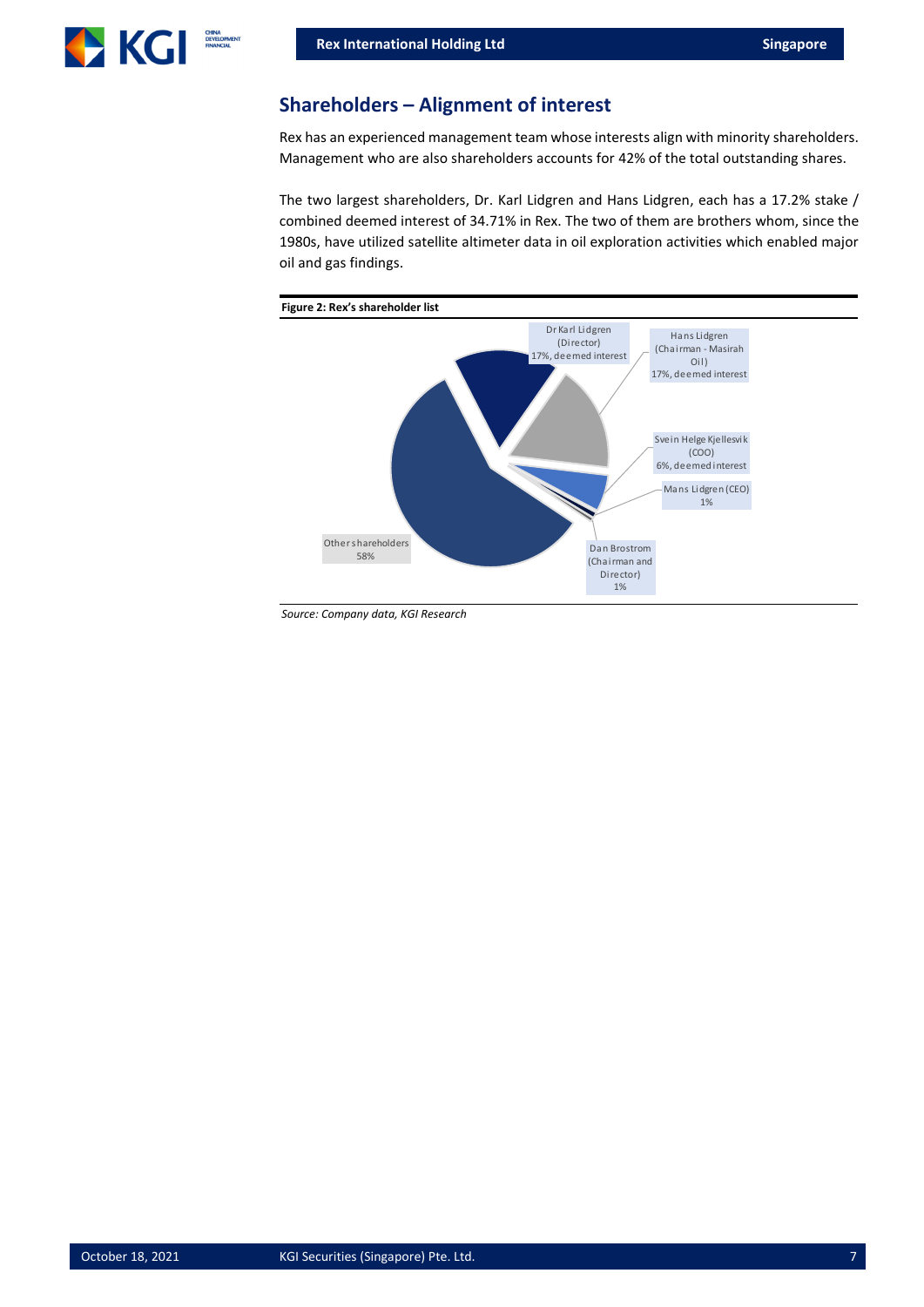## Shareholders – Alignment of interest

Rex has an experienced management team whose interests align with minority shareholders. Management who are also shareholders accounts for 42% of the total outstanding shares.

The two largest shareholders, Dr. Karl Lidgren and Hans Lidgren, each has a 17.2% stake / combined deemed interest of 34.71% in Rex. The two of them are brothers whom, since the 1980s, have utilized satellite altimeter data in oil exploration activities which enabled major oil and gas findings.

**Figure 2: Rex's shareholder list**

| Shareholder | Stake |
| --- | --- |
| Dr Karl Lidgren (Director) | 17%, deemed interest |
| Hans Lidgren (Chairman - Masirah Oil) | 17%, deemed interest |
| Svein Helge Kjellesvik (COO) | 6%, deemed interest |
| Mans Lidgren (CEO) | 1% |
| Dan Brostrom (Chairman and Director) | 1% |
| Other shareholders | 58% |

*Source: Company data, KGI Research*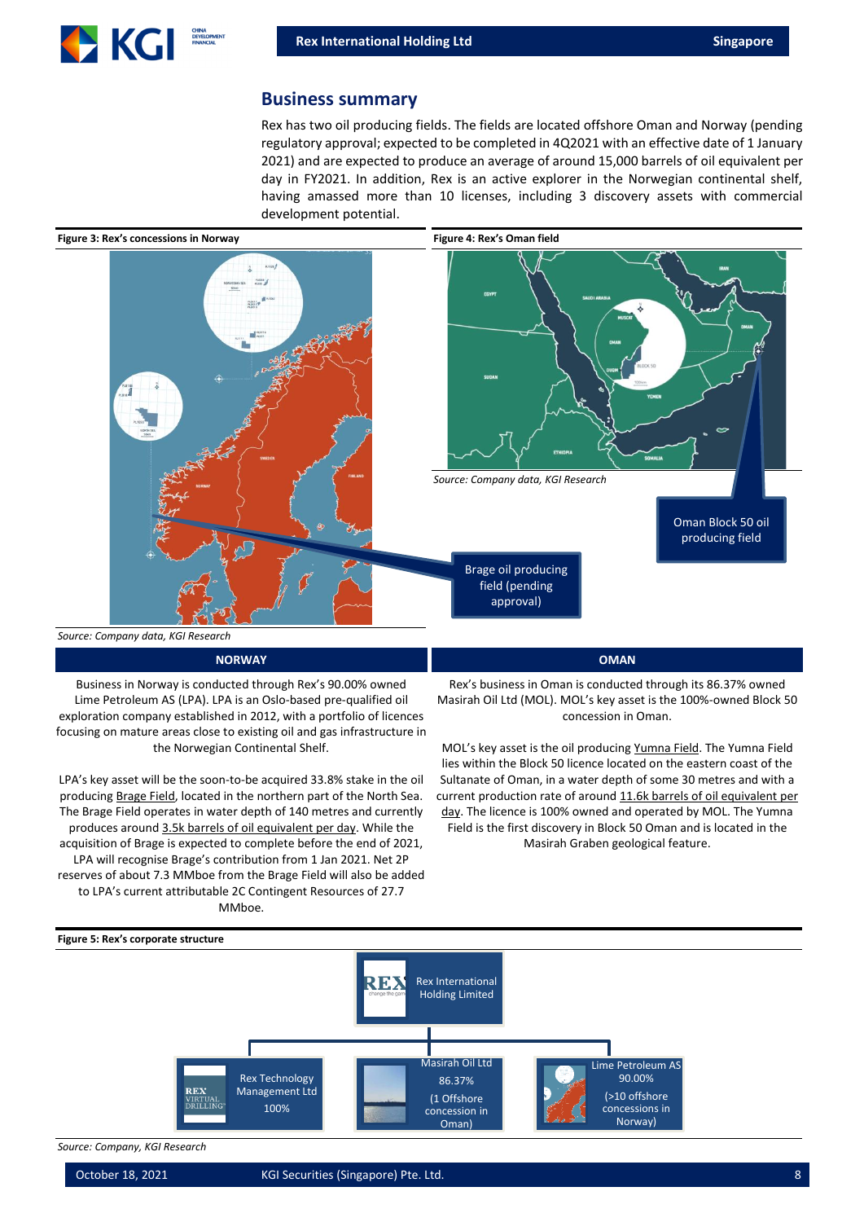## Business summary

Rex has two oil producing fields. The fields are located offshore Oman and Norway (pending regulatory approval; expected to be completed in 4Q2021 with an effective date of 1 January 2021) and are expected to produce an average of around 15,000 barrels of oil equivalent per day in FY2021. In addition, Rex is an active explorer in the Norwegian continental shelf, having amassed more than 10 licenses, including 3 discovery assets with commercial development potential.

**Figure 3: Rex's concessions in Norway**

Brage oil producing field (pending approval)

*Source: Company data, KGI Research*

**Figure 4: Rex's Oman field**

Oman Block 50 oil producing field

*Source: Company data, KGI Research*

### NORWAY

Business in Norway is conducted through Rex's 90.00% owned Lime Petroleum AS (LPA). LPA is an Oslo-based pre-qualified oil exploration company established in 2012, with a portfolio of licences focusing on mature areas close to existing oil and gas infrastructure in the Norwegian Continental Shelf.

LPA's key asset will be the soon-to-be acquired 33.8% stake in the oil producing Brage Field, located in the northern part of the North Sea. The Brage Field operates in water depth of 140 metres and currently produces around 3.5k barrels of oil equivalent per day. While the acquisition of Brage is expected to complete before the end of 2021, LPA will recognise Brage's contribution from 1 Jan 2021. Net 2P reserves of about 7.3 MMboe from the Brage Field will also be added to LPA's current attributable 2C Contingent Resources of 27.7 MMboe.

### OMAN

Rex's business in Oman is conducted through its 86.37% owned Masirah Oil Ltd (MOL). MOL's key asset is the 100%-owned Block 50 concession in Oman.

MOL's key asset is the oil producing Yumna Field. The Yumna Field lies within the Block 50 licence located on the eastern coast of the Sultanate of Oman, in a water depth of some 30 metres and with a current production rate of around 11.6k barrels of oil equivalent per day. The licence is 100% owned and operated by MOL. The Yumna Field is the first discovery in Block 50 Oman and is located in the Masirah Graben geological feature.

**Figure 5: Rex's corporate structure**

- Rex International Holding Limited
  - Rex Technology Management Ltd — 100%
  - Masirah Oil Ltd — 86.37% (1 Offshore concession in Oman)
  - Lime Petroleum AS — 90.00% (>10 offshore concessions in Norway)

*Source: Company, KGI Research*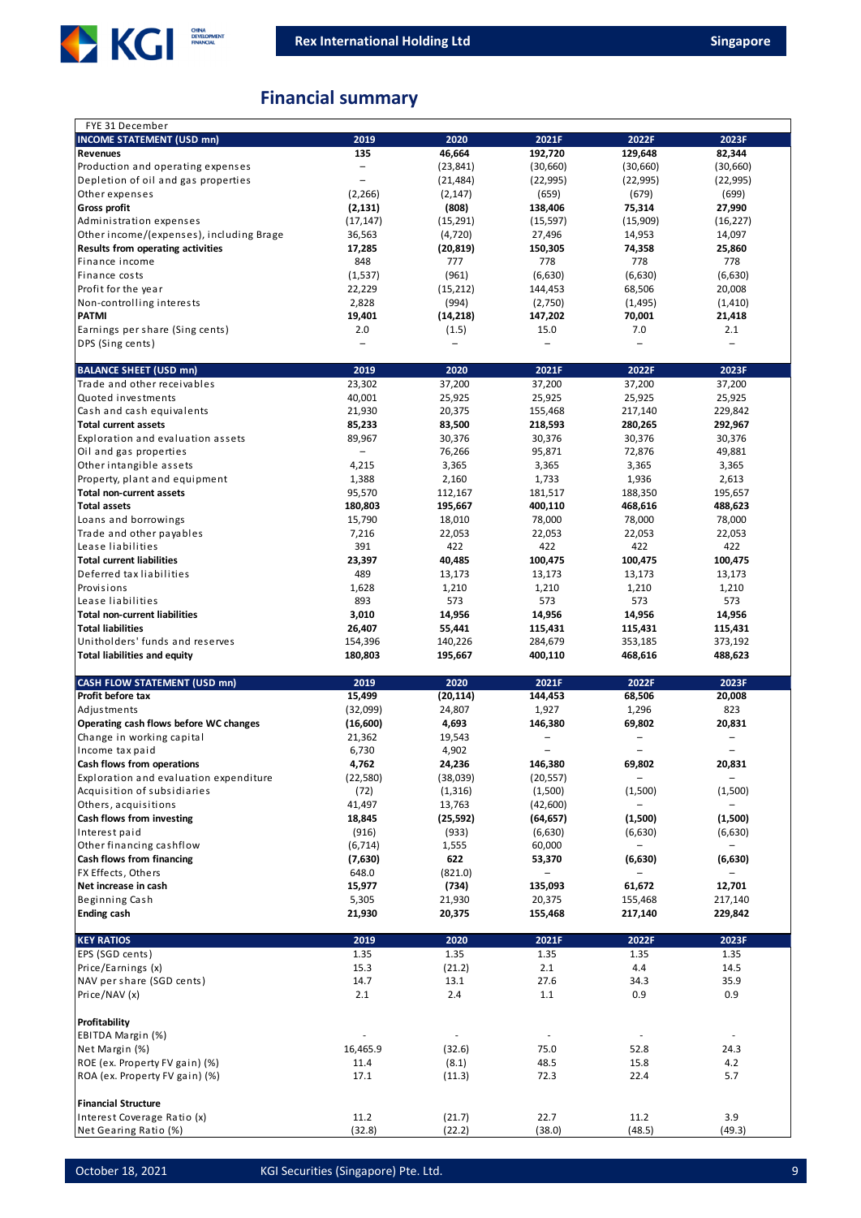## Financial summary

| FYE 31 December | | | | | |
|---|---|---|---|---|---|
| **INCOME STATEMENT (USD mn)** | **2019** | **2020** | **2021F** | **2022F** | **2023F** |
| **Revenues** | **135** | **46,664** | **192,720** | **129,648** | **82,344** |
| Production and operating expenses | – | (23,841) | (30,660) | (30,660) | (30,660) |
| Depletion of oil and gas properties | – | (21,484) | (22,995) | (22,995) | (22,995) |
| Other expenses | (2,266) | (2,147) | (659) | (679) | (699) |
| **Gross profit** | **(2,131)** | **(808)** | **138,406** | **75,314** | **27,990** |
| Administration expenses | (17,147) | (15,291) | (15,597) | (15,909) | (16,227) |
| Other income/(expenses), including Brage | 36,563 | (4,720) | 27,496 | 14,953 | 14,097 |
| **Results from operating activities** | **17,285** | **(20,819)** | **150,305** | **74,358** | **25,860** |
| Finance income | 848 | 777 | 778 | 778 | 778 |
| Finance costs | (1,537) | (961) | (6,630) | (6,630) | (6,630) |
| Profit for the year | 22,229 | (15,212) | 144,453 | 68,506 | 20,008 |
| Non-controlling interests | 2,828 | (994) | (2,750) | (1,495) | (1,410) |
| **PATMI** | **19,401** | **(14,218)** | **147,202** | **70,001** | **21,418** |
| Earnings per share (Sing cents) | 2.0 | (1.5) | 15.0 | 7.0 | 2.1 |
| DPS (Sing cents) | – | – | – | – | – |
| | | | | | |
| **BALANCE SHEET (USD mn)** | **2019** | **2020** | **2021F** | **2022F** | **2023F** |
| Trade and other receivables | 23,302 | 37,200 | 37,200 | 37,200 | 37,200 |
| Quoted investments | 40,001 | 25,925 | 25,925 | 25,925 | 25,925 |
| Cash and cash equivalents | 21,930 | 20,375 | 155,468 | 217,140 | 229,842 |
| **Total current assets** | **85,233** | **83,500** | **218,593** | **280,265** | **292,967** |
| Exploration and evaluation assets | 89,967 | 30,376 | 30,376 | 30,376 | 30,376 |
| Oil and gas properties | – | 76,266 | 95,871 | 72,876 | 49,881 |
| Other intangible assets | 4,215 | 3,365 | 3,365 | 3,365 | 3,365 |
| Property, plant and equipment | 1,388 | 2,160 | 1,733 | 1,936 | 2,613 |
| **Total non-current assets** | 95,570 | 112,167 | 181,517 | 188,350 | 195,657 |
| **Total assets** | **180,803** | **195,667** | **400,110** | **468,616** | **488,623** |
| Loans and borrowings | 15,790 | 18,010 | 78,000 | 78,000 | 78,000 |
| Trade and other payables | 7,216 | 22,053 | 22,053 | 22,053 | 22,053 |
| Lease liabilities | 391 | 422 | 422 | 422 | 422 |
| **Total current liabilities** | **23,397** | **40,485** | **100,475** | **100,475** | **100,475** |
| Deferred tax liabilities | 489 | 13,173 | 13,173 | 13,173 | 13,173 |
| Provisions | 1,628 | 1,210 | 1,210 | 1,210 | 1,210 |
| Lease liabilities | 893 | 573 | 573 | 573 | 573 |
| **Total non-current liabilities** | **3,010** | **14,956** | **14,956** | **14,956** | **14,956** |
| **Total liabilities** | **26,407** | **55,441** | **115,431** | **115,431** | **115,431** |
| Unitholders' funds and reserves | 154,396 | 140,226 | 284,679 | 353,185 | 373,192 |
| **Total liabilities and equity** | **180,803** | **195,667** | **400,110** | **468,616** | **488,623** |
| | | | | | |
| **CASH FLOW STATEMENT (USD mn)** | **2019** | **2020** | **2021F** | **2022F** | **2023F** |
| **Profit before tax** | **15,499** | **(20,114)** | **144,453** | **68,506** | **20,008** |
| Adjustments | (32,099) | 24,807 | 1,927 | 1,296 | 823 |
| **Operating cash flows before WC changes** | **(16,600)** | **4,693** | **146,380** | **69,802** | **20,831** |
| Change in working capital | 21,362 | 19,543 | – | – | – |
| Income tax paid | 6,730 | 4,902 | – | – | – |
| **Cash flows from operations** | **4,762** | **24,236** | **146,380** | **69,802** | **20,831** |
| Exploration and evaluation expenditure | (22,580) | (38,039) | (20,557) | – | – |
| Acquisition of subsidiaries | (72) | (1,316) | (1,500) | (1,500) | (1,500) |
| Others, acquisitions | 41,497 | 13,763 | (42,600) | – | – |
| **Cash flows from investing** | **18,845** | **(25,592)** | **(64,657)** | **(1,500)** | **(1,500)** |
| Interest paid | (916) | (933) | (6,630) | (6,630) | (6,630) |
| Other financing cashflow | (6,714) | 1,555 | 60,000 | – | – |
| **Cash flows from financing** | **(7,630)** | **622** | **53,370** | **(6,630)** | **(6,630)** |
| FX Effects, Others | 648.0 | (821.0) | – | – | – |
| **Net increase in cash** | **15,977** | **(734)** | **135,093** | **61,672** | **12,701** |
| Beginning Cash | 5,305 | 21,930 | 20,375 | 155,468 | 217,140 |
| **Ending cash** | **21,930** | **20,375** | **155,468** | **217,140** | **229,842** |
| | | | | | |
| **KEY RATIOS** | **2019** | **2020** | **2021F** | **2022F** | **2023F** |
| EPS (SGD cents) | 1.35 | 1.35 | 1.35 | 1.35 | 1.35 |
| Price/Earnings (x) | 15.3 | (21.2) | 2.1 | 4.4 | 14.5 |
| NAV per share (SGD cents) | 14.7 | 13.1 | 27.6 | 34.3 | 35.9 |
| Price/NAV (x) | 2.1 | 2.4 | 1.1 | 0.9 | 0.9 |
| | | | | | |
| **Profitability** | | | | | |
| EBITDA Margin (%) | - | - | - | - | - |
| Net Margin (%) | 16,465.9 | (32.6) | 75.0 | 52.8 | 24.3 |
| ROE (ex. Property FV gain) (%) | 11.4 | (8.1) | 48.5 | 15.8 | 4.2 |
| ROA (ex. Property FV gain) (%) | 17.1 | (11.3) | 72.3 | 22.4 | 5.7 |
| | | | | | |
| **Financial Structure** | | | | | |
| Interest Coverage Ratio (x) | 11.2 | (21.7) | 22.7 | 11.2 | 3.9 |
| Net Gearing Ratio (%) | (32.8) | (22.2) | (38.0) | (48.5) | (49.3) |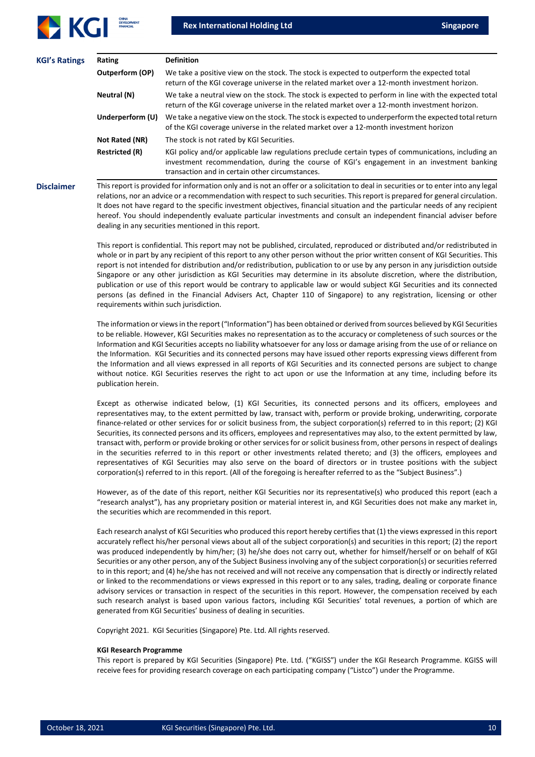## KGI's Ratings

| Rating | Definition |
|---|---|
| **Outperform (OP)** | We take a positive view on the stock. The stock is expected to outperform the expected total return of the KGI coverage universe in the related market over a 12-month investment horizon. |
| **Neutral (N)** | We take a neutral view on the stock. The stock is expected to perform in line with the expected total return of the KGI coverage universe in the related market over a 12-month investment horizon. |
| **Underperform (U)** | We take a negative view on the stock. The stock is expected to underperform the expected total return of the KGI coverage universe in the related market over a 12-month investment horizon |
| **Not Rated (NR)** | The stock is not rated by KGI Securities. |
| **Restricted (R)** | KGI policy and/or applicable law regulations preclude certain types of communications, including an investment recommendation, during the course of KGI's engagement in an investment banking transaction and in certain other circumstances. |

## Disclaimer

This report is provided for information only and is not an offer or a solicitation to deal in securities or to enter into any legal relations, nor an advice or a recommendation with respect to such securities. This report is prepared for general circulation. It does not have regard to the specific investment objectives, financial situation and the particular needs of any recipient hereof. You should independently evaluate particular investments and consult an independent financial adviser before dealing in any securities mentioned in this report.

This report is confidential. This report may not be published, circulated, reproduced or distributed and/or redistributed in whole or in part by any recipient of this report to any other person without the prior written consent of KGI Securities. This report is not intended for distribution and/or redistribution, publication to or use by any person in any jurisdiction outside Singapore or any other jurisdiction as KGI Securities may determine in its absolute discretion, where the distribution, publication or use of this report would be contrary to applicable law or would subject KGI Securities and its connected persons (as defined in the Financial Advisers Act, Chapter 110 of Singapore) to any registration, licensing or other requirements within such jurisdiction.

The information or views in the report ("Information") has been obtained or derived from sources believed by KGI Securities to be reliable. However, KGI Securities makes no representation as to the accuracy or completeness of such sources or the Information and KGI Securities accepts no liability whatsoever for any loss or damage arising from the use of or reliance on the Information. KGI Securities and its connected persons may have issued other reports expressing views different from the Information and all views expressed in all reports of KGI Securities and its connected persons are subject to change without notice. KGI Securities reserves the right to act upon or use the Information at any time, including before its publication herein.

Except as otherwise indicated below, (1) KGI Securities, its connected persons and its officers, employees and representatives may, to the extent permitted by law, transact with, perform or provide broking, underwriting, corporate finance-related or other services for or solicit business from, the subject corporation(s) referred to in this report; (2) KGI Securities, its connected persons and its officers, employees and representatives may also, to the extent permitted by law, transact with, perform or provide broking or other services for or solicit business from, other persons in respect of dealings in the securities referred to in this report or other investments related thereto; and (3) the officers, employees and representatives of KGI Securities may also serve on the board of directors or in trustee positions with the subject corporation(s) referred to in this report. (All of the foregoing is hereafter referred to as the "Subject Business".)

However, as of the date of this report, neither KGI Securities nor its representative(s) who produced this report (each a "research analyst"), has any proprietary position or material interest in, and KGI Securities does not make any market in, the securities which are recommended in this report.

Each research analyst of KGI Securities who produced this report hereby certifies that (1) the views expressed in this report accurately reflect his/her personal views about all of the subject corporation(s) and securities in this report; (2) the report was produced independently by him/her; (3) he/she does not carry out, whether for himself/herself or on behalf of KGI Securities or any other person, any of the Subject Business involving any of the subject corporation(s) or securities referred to in this report; and (4) he/she has not received and will not receive any compensation that is directly or indirectly related or linked to the recommendations or views expressed in this report or to any sales, trading, dealing or corporate finance advisory services or transaction in respect of the securities in this report. However, the compensation received by each such research analyst is based upon various factors, including KGI Securities' total revenues, a portion of which are generated from KGI Securities' business of dealing in securities.

Copyright 2021. KGI Securities (Singapore) Pte. Ltd. All rights reserved.

**KGI Research Programme**

This report is prepared by KGI Securities (Singapore) Pte. Ltd. ("KGISS") under the KGI Research Programme. KGISS will receive fees for providing research coverage on each participating company ("Listco") under the Programme.